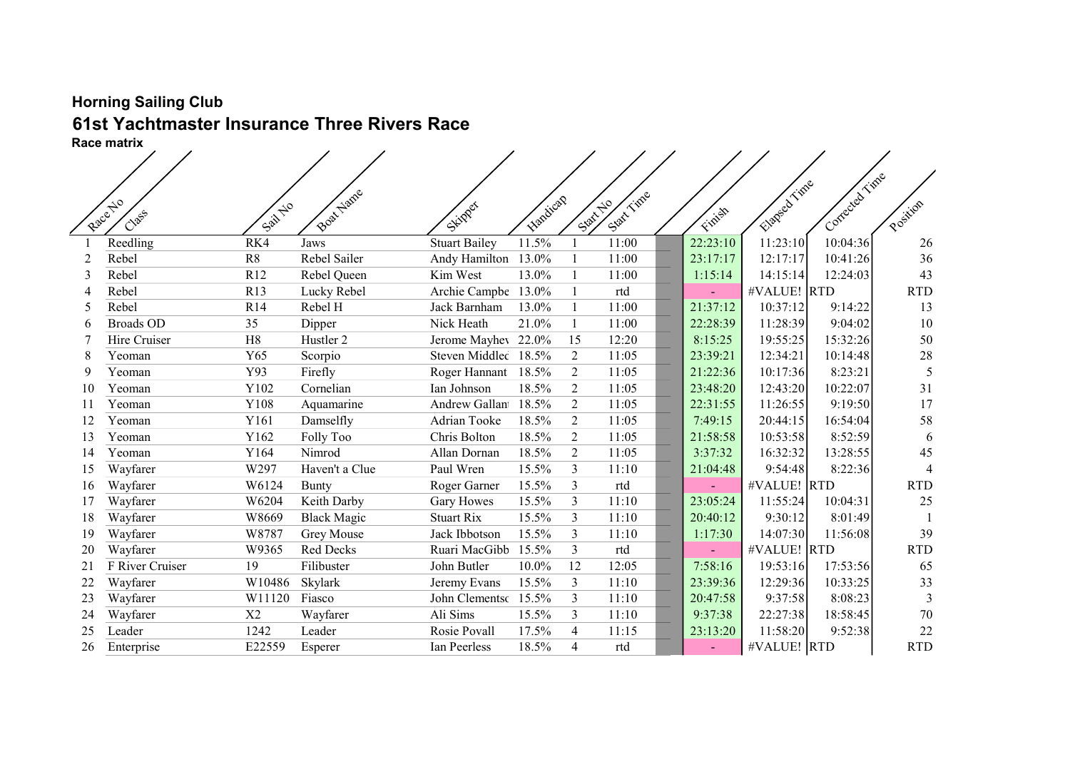**Horning Sailing Club**

# 61st Yachtmaster Insurance Three Rivers Race

**Race matrix**

| Race No | Class | Sail No | Boat Name | Skipper | Handicap | Start No | Start Time | | Finish | Elapsed Time | Corrected Time | Position |
|---|---|---|---|---|---|---|---|---|---|---|---|---|
| 1 | Reedling | RK4 | Jaws | Stuart Bailey | 11.5% | 1 | 11:00 | | 22:23:10 | 11:23:10 | 10:04:36 | 26 |
| 2 | Rebel | R8 | Rebel Sailer | Andy Hamilton | 13.0% | 1 | 11:00 | | 23:17:17 | 12:17:17 | 10:41:26 | 36 |
| 3 | Rebel | R12 | Rebel Queen | Kim West | 13.0% | 1 | 11:00 | | 1:15:14 | 14:15:14 | 12:24:03 | 43 |
| 4 | Rebel | R13 | Lucky Rebel | Archie Campbe | 13.0% | 1 | rtd | | - | #VALUE! | RTD | RTD |
| 5 | Rebel | R14 | Rebel H | Jack Barnham | 13.0% | 1 | 11:00 | | 21:37:12 | 10:37:12 | 9:14:22 | 13 |
| 6 | Broads OD | 35 | Dipper | Nick Heath | 21.0% | 1 | 11:00 | | 22:28:39 | 11:28:39 | 9:04:02 | 10 |
| 7 | Hire Cruiser | H8 | Hustler 2 | Jerome Mayhev | 22.0% | 15 | 12:20 | | 8:15:25 | 19:55:25 | 15:32:26 | 50 |
| 8 | Yeoman | Y65 | Scorpio | Steven Middled | 18.5% | 2 | 11:05 | | 23:39:21 | 12:34:21 | 10:14:48 | 28 |
| 9 | Yeoman | Y93 | Firefly | Roger Hannant | 18.5% | 2 | 11:05 | | 21:22:36 | 10:17:36 | 8:23:21 | 5 |
| 10 | Yeoman | Y102 | Cornelian | Ian Johnson | 18.5% | 2 | 11:05 | | 23:48:20 | 12:43:20 | 10:22:07 | 31 |
| 11 | Yeoman | Y108 | Aquamarine | Andrew Gallan | 18.5% | 2 | 11:05 | | 22:31:55 | 11:26:55 | 9:19:50 | 17 |
| 12 | Yeoman | Y161 | Damselfly | Adrian Tooke | 18.5% | 2 | 11:05 | | 7:49:15 | 20:44:15 | 16:54:04 | 58 |
| 13 | Yeoman | Y162 | Folly Too | Chris Bolton | 18.5% | 2 | 11:05 | | 21:58:58 | 10:53:58 | 8:52:59 | 6 |
| 14 | Yeoman | Y164 | Nimrod | Allan Dornan | 18.5% | 2 | 11:05 | | 3:37:32 | 16:32:32 | 13:28:55 | 45 |
| 15 | Wayfarer | W297 | Haven't a Clue | Paul Wren | 15.5% | 3 | 11:10 | | 21:04:48 | 9:54:48 | 8:22:36 | 4 |
| 16 | Wayfarer | W6124 | Bunty | Roger Garner | 15.5% | 3 | rtd | | - | #VALUE! | RTD | RTD |
| 17 | Wayfarer | W6204 | Keith Darby | Gary Howes | 15.5% | 3 | 11:10 | | 23:05:24 | 11:55:24 | 10:04:31 | 25 |
| 18 | Wayfarer | W8669 | Black Magic | Stuart Rix | 15.5% | 3 | 11:10 | | 20:40:12 | 9:30:12 | 8:01:49 | 1 |
| 19 | Wayfarer | W8787 | Grey Mouse | Jack Ibbotson | 15.5% | 3 | 11:10 | | 1:17:30 | 14:07:30 | 11:56:08 | 39 |
| 20 | Wayfarer | W9365 | Red Decks | Ruari MacGibb | 15.5% | 3 | rtd | | - | #VALUE! | RTD | RTD |
| 21 | F River Cruiser | 19 | Filibuster | John Butler | 10.0% | 12 | 12:05 | | 7:58:16 | 19:53:16 | 17:53:56 | 65 |
| 22 | Wayfarer | W10486 | Skylark | Jeremy Evans | 15.5% | 3 | 11:10 | | 23:39:36 | 12:29:36 | 10:33:25 | 33 |
| 23 | Wayfarer | W11120 | Fiasco | John Clementsc | 15.5% | 3 | 11:10 | | 20:47:58 | 9:37:58 | 8:08:23 | 3 |
| 24 | Wayfarer | X2 | Wayfarer | Ali Sims | 15.5% | 3 | 11:10 | | 9:37:38 | 22:27:38 | 18:58:45 | 70 |
| 25 | Leader | 1242 | Leader | Rosie Povall | 17.5% | 4 | 11:15 | | 23:13:20 | 11:58:20 | 9:52:38 | 22 |
| 26 | Enterprise | E22559 | Esperer | Ian Peerless | 18.5% | 4 | rtd | | - | #VALUE! | RTD | RTD |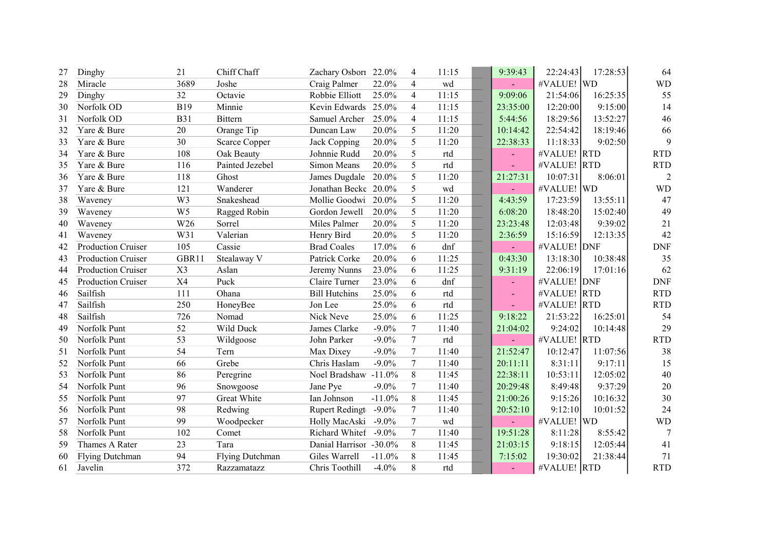| | | | | | | | | | | | | |
|---|---|---|---|---|---|---|---|---|---|---|---|---|
| 27 | Dinghy | 21 | Chiff Chaff | Zachary Osborn | 22.0% | 4 | 11:15 | | 9:39:43 | 22:24:43 | 17:28:53 | 64 |
| 28 | Miracle | 3689 | Joshe | Craig Palmer | 22.0% | 4 | wd | | - | #VALUE! | WD | WD |
| 29 | Dinghy | 32 | Octavie | Robbie Elliott | 25.0% | 4 | 11:15 | | 9:09:06 | 21:54:06 | 16:25:35 | 55 |
| 30 | Norfolk OD | B19 | Minnie | Kevin Edwards | 25.0% | 4 | 11:15 | | 23:35:00 | 12:20:00 | 9:15:00 | 14 |
| 31 | Norfolk OD | B31 | Bittern | Samuel Archer | 25.0% | 4 | 11:15 | | 5:44:56 | 18:29:56 | 13:52:27 | 46 |
| 32 | Yare & Bure | 20 | Orange Tip | Duncan Law | 20.0% | 5 | 11:20 | | 10:14:42 | 22:54:42 | 18:19:46 | 66 |
| 33 | Yare & Bure | 30 | Scarce Copper | Jack Copping | 20.0% | 5 | 11:20 | | 22:38:33 | 11:18:33 | 9:02:50 | 9 |
| 34 | Yare & Bure | 108 | Oak Beauty | Johnnie Rudd | 20.0% | 5 | rtd | | - | #VALUE! | RTD | RTD |
| 35 | Yare & Bure | 116 | Painted Jezebel | Simon Means | 20.0% | 5 | rtd | | - | #VALUE! | RTD | RTD |
| 36 | Yare & Bure | 118 | Ghost | James Dugdale | 20.0% | 5 | 11:20 | | 21:27:31 | 10:07:31 | 8:06:01 | 2 |
| 37 | Yare & Bure | 121 | Wanderer | Jonathan Becke | 20.0% | 5 | wd | | - | #VALUE! | WD | WD |
| 38 | Waveney | W3 | Snakeshead | Mollie Goodwi | 20.0% | 5 | 11:20 | | 4:43:59 | 17:23:59 | 13:55:11 | 47 |
| 39 | Waveney | W5 | Ragged Robin | Gordon Jewell | 20.0% | 5 | 11:20 | | 6:08:20 | 18:48:20 | 15:02:40 | 49 |
| 40 | Waveney | W26 | Sorrel | Miles Palmer | 20.0% | 5 | 11:20 | | 23:23:48 | 12:03:48 | 9:39:02 | 21 |
| 41 | Waveney | W31 | Valerian | Henry Bird | 20.0% | 5 | 11:20 | | 2:36:59 | 15:16:59 | 12:13:35 | 42 |
| 42 | Production Cruiser | 105 | Cassie | Brad Coales | 17.0% | 6 | dnf | | - | #VALUE! | DNF | DNF |
| 43 | Production Cruiser | GBR11 | Stealaway V | Patrick Corke | 20.0% | 6 | 11:25 | | 0:43:30 | 13:18:30 | 10:38:48 | 35 |
| 44 | Production Cruiser | X3 | Aslan | Jeremy Nunns | 23.0% | 6 | 11:25 | | 9:31:19 | 22:06:19 | 17:01:16 | 62 |
| 45 | Production Cruiser | X4 | Puck | Claire Turner | 23.0% | 6 | dnf | | - | #VALUE! | DNF | DNF |
| 46 | Sailfish | 111 | Ohana | Bill Hutchins | 25.0% | 6 | rtd | | - | #VALUE! | RTD | RTD |
| 47 | Sailfish | 250 | HoneyBee | Jon Lee | 25.0% | 6 | rtd | | - | #VALUE! | RTD | RTD |
| 48 | Sailfish | 726 | Nomad | Nick Neve | 25.0% | 6 | 11:25 | | 9:18:22 | 21:53:22 | 16:25:01 | 54 |
| 49 | Norfolk Punt | 52 | Wild Duck | James Clarke | -9.0% | 7 | 11:40 | | 21:04:02 | 9:24:02 | 10:14:48 | 29 |
| 50 | Norfolk Punt | 53 | Wildgoose | John Parker | -9.0% | 7 | rtd | | - | #VALUE! | RTD | RTD |
| 51 | Norfolk Punt | 54 | Tern | Max Dixey | -9.0% | 7 | 11:40 | | 21:52:47 | 10:12:47 | 11:07:56 | 38 |
| 52 | Norfolk Punt | 66 | Grebe | Chris Haslam | -9.0% | 7 | 11:40 | | 20:11:11 | 8:31:11 | 9:17:11 | 15 |
| 53 | Norfolk Punt | 86 | Peregrine | Noel Bradshaw | -11.0% | 8 | 11:45 | | 22:38:11 | 10:53:11 | 12:05:02 | 40 |
| 54 | Norfolk Punt | 96 | Snowgoose | Jane Pye | -9.0% | 7 | 11:40 | | 20:29:48 | 8:49:48 | 9:37:29 | 20 |
| 55 | Norfolk Punt | 97 | Great White | Ian Johnson | -11.0% | 8 | 11:45 | | 21:00:26 | 9:15:26 | 10:16:32 | 30 |
| 56 | Norfolk Punt | 98 | Redwing | Rupert Redingt | -9.0% | 7 | 11:40 | | 20:52:10 | 9:12:10 | 10:01:52 | 24 |
| 57 | Norfolk Punt | 99 | Woodpecker | Holly MacAski | -9.0% | 7 | wd | | - | #VALUE! | WD | WD |
| 58 | Norfolk Punt | 102 | Comet | Richard Whitef | -9.0% | 7 | 11:40 | | 19:51:28 | 8:11:28 | 8:55:42 | 7 |
| 59 | Thames A Rater | 23 | Tara | Danial Harrison | -30.0% | 8 | 11:45 | | 21:03:15 | 9:18:15 | 12:05:44 | 41 |
| 60 | Flying Dutchman | 94 | Flying Dutchman | Giles Warrell | -11.0% | 8 | 11:45 | | 7:15:02 | 19:30:02 | 21:38:44 | 71 |
| 61 | Javelin | 372 | Razzamatazz | Chris Toothill | -4.0% | 8 | rtd | | - | #VALUE! | RTD | RTD |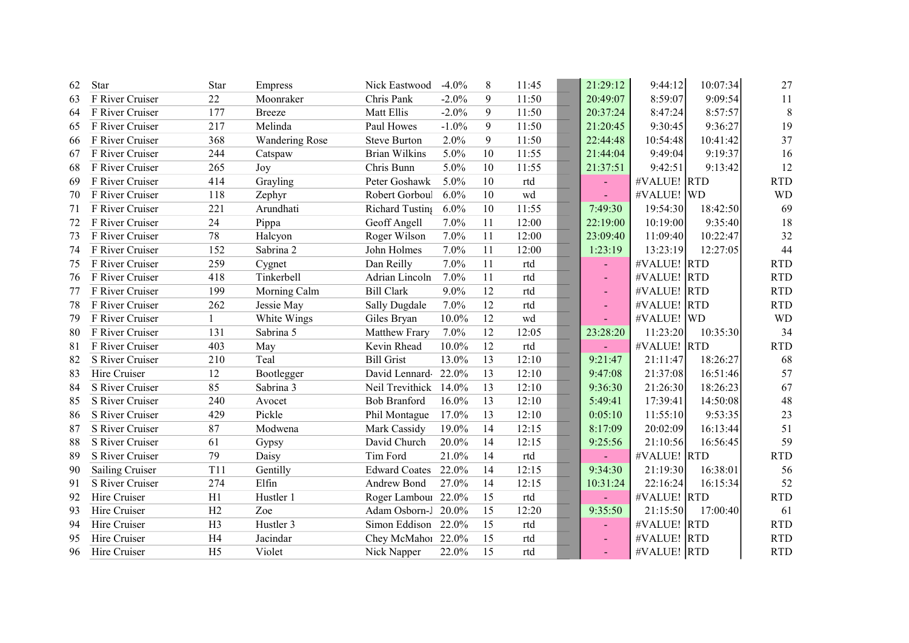| | | | | | | | | | | | | |
|---|---|---|---|---|---|---|---|---|---|---|---|---|
| 62 | Star | Star | Empress | Nick Eastwood | -4.0% | 8 | 11:45 | 21:29:12 | 9:44:12 | 10:07:34 | 27 |
| 63 | F River Cruiser | 22 | Moonraker | Chris Pank | -2.0% | 9 | 11:50 | 20:49:07 | 8:59:07 | 9:09:54 | 11 |
| 64 | F River Cruiser | 177 | Breeze | Matt Ellis | -2.0% | 9 | 11:50 | 20:37:24 | 8:47:24 | 8:57:57 | 8 |
| 65 | F River Cruiser | 217 | Melinda | Paul Howes | -1.0% | 9 | 11:50 | 21:20:45 | 9:30:45 | 9:36:27 | 19 |
| 66 | F River Cruiser | 368 | Wandering Rose | Steve Burton | 2.0% | 9 | 11:50 | 22:44:48 | 10:54:48 | 10:41:42 | 37 |
| 67 | F River Cruiser | 244 | Catspaw | Brian Wilkins | 5.0% | 10 | 11:55 | 21:44:04 | 9:49:04 | 9:19:37 | 16 |
| 68 | F River Cruiser | 265 | Joy | Chris Bunn | 5.0% | 10 | 11:55 | 21:37:51 | 9:42:51 | 9:13:42 | 12 |
| 69 | F River Cruiser | 414 | Grayling | Peter Goshawk | 5.0% | 10 | rtd | - | #VALUE! | RTD | RTD |
| 70 | F River Cruiser | 118 | Zephyr | Robert Gorboul | 6.0% | 10 | wd | - | #VALUE! | WD | WD |
| 71 | F River Cruiser | 221 | Arundhati | Richard Tusting | 6.0% | 10 | 11:55 | 7:49:30 | 19:54:30 | 18:42:50 | 69 |
| 72 | F River Cruiser | 24 | Pippa | Geoff Angell | 7.0% | 11 | 12:00 | 22:19:00 | 10:19:00 | 9:35:40 | 18 |
| 73 | F River Cruiser | 78 | Halcyon | Roger Wilson | 7.0% | 11 | 12:00 | 23:09:40 | 11:09:40 | 10:22:47 | 32 |
| 74 | F River Cruiser | 152 | Sabrina 2 | John Holmes | 7.0% | 11 | 12:00 | 1:23:19 | 13:23:19 | 12:27:05 | 44 |
| 75 | F River Cruiser | 259 | Cygnet | Dan Reilly | 7.0% | 11 | rtd | - | #VALUE! | RTD | RTD |
| 76 | F River Cruiser | 418 | Tinkerbell | Adrian Lincoln | 7.0% | 11 | rtd | - | #VALUE! | RTD | RTD |
| 77 | F River Cruiser | 199 | Morning Calm | Bill Clark | 9.0% | 12 | rtd | - | #VALUE! | RTD | RTD |
| 78 | F River Cruiser | 262 | Jessie May | Sally Dugdale | 7.0% | 12 | rtd | - | #VALUE! | RTD | RTD |
| 79 | F River Cruiser | 1 | White Wings | Giles Bryan | 10.0% | 12 | wd | - | #VALUE! | WD | WD |
| 80 | F River Cruiser | 131 | Sabrina 5 | Matthew Frary | 7.0% | 12 | 12:05 | 23:28:20 | 11:23:20 | 10:35:30 | 34 |
| 81 | F River Cruiser | 403 | May | Kevin Rhead | 10.0% | 12 | rtd | - | #VALUE! | RTD | RTD |
| 82 | S River Cruiser | 210 | Teal | Bill Grist | 13.0% | 13 | 12:10 | 9:21:47 | 21:11:47 | 18:26:27 | 68 |
| 83 | Hire Cruiser | 12 | Bootlegger | David Lennard- | 22.0% | 13 | 12:10 | 9:47:08 | 21:37:08 | 16:51:46 | 57 |
| 84 | S River Cruiser | 85 | Sabrina 3 | Neil Trevithick | 14.0% | 13 | 12:10 | 9:36:30 | 21:26:30 | 18:26:23 | 67 |
| 85 | S River Cruiser | 240 | Avocet | Bob Branford | 16.0% | 13 | 12:10 | 5:49:41 | 17:39:41 | 14:50:08 | 48 |
| 86 | S River Cruiser | 429 | Pickle | Phil Montague | 17.0% | 13 | 12:10 | 0:05:10 | 11:55:10 | 9:53:35 | 23 |
| 87 | S River Cruiser | 87 | Modwena | Mark Cassidy | 19.0% | 14 | 12:15 | 8:17:09 | 20:02:09 | 16:13:44 | 51 |
| 88 | S River Cruiser | 61 | Gypsy | David Church | 20.0% | 14 | 12:15 | 9:25:56 | 21:10:56 | 16:56:45 | 59 |
| 89 | S River Cruiser | 79 | Daisy | Tim Ford | 21.0% | 14 | rtd | - | #VALUE! | RTD | RTD |
| 90 | Sailing Cruiser | T11 | Gentilly | Edward Coates | 22.0% | 14 | 12:15 | 9:34:30 | 21:19:30 | 16:38:01 | 56 |
| 91 | S River Cruiser | 274 | Elfin | Andrew Bond | 27.0% | 14 | 12:15 | 10:31:24 | 22:16:24 | 16:15:34 | 52 |
| 92 | Hire Cruiser | H1 | Hustler 1 | Roger Lambour | 22.0% | 15 | rtd | - | #VALUE! | RTD | RTD |
| 93 | Hire Cruiser | H2 | Zoe | Adam Osborn-J | 20.0% | 15 | 12:20 | 9:35:50 | 21:15:50 | 17:00:40 | 61 |
| 94 | Hire Cruiser | H3 | Hustler 3 | Simon Eddison | 22.0% | 15 | rtd | - | #VALUE! | RTD | RTD |
| 95 | Hire Cruiser | H4 | Jacindar | Chey McMahon | 22.0% | 15 | rtd | - | #VALUE! | RTD | RTD |
| 96 | Hire Cruiser | H5 | Violet | Nick Napper | 22.0% | 15 | rtd | - | #VALUE! | RTD | RTD |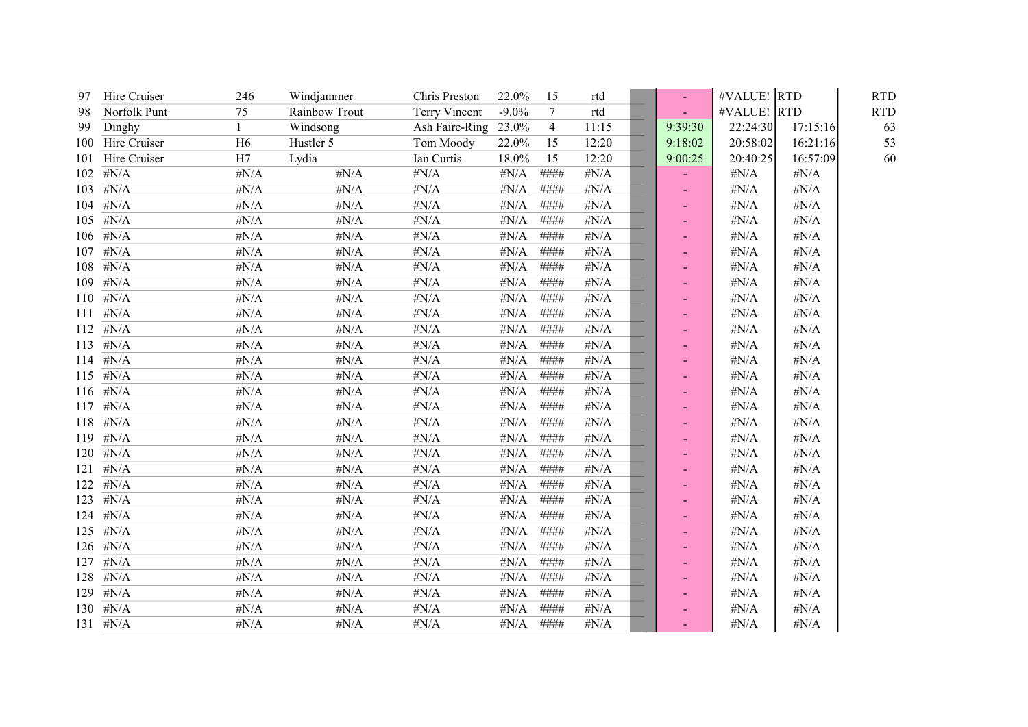| | | | | | | | | | | | | | |
|---|---|---|---|---|---|---|---|---|---|---|---|---|---|
| 97 | Hire Cruiser | 246 | Windjammer | Chris Preston | 22.0% | 15 | rtd | | - | #VALUE! | RTD | | RTD |
| 98 | Norfolk Punt | 75 | Rainbow Trout | Terry Vincent | -9.0% | 7 | rtd | | - | #VALUE! | RTD | | RTD |
| 99 | Dinghy | 1 | Windsong | Ash Faire-Ring | 23.0% | 4 | 11:15 | | 9:39:30 | 22:24:30 | 17:15:16 | | 63 |
| 100 | Hire Cruiser | H6 | Hustler 5 | Tom Moody | 22.0% | 15 | 12:20 | | 9:18:02 | 20:58:02 | 16:21:16 | | 53 |
| 101 | Hire Cruiser | H7 | Lydia | Ian Curtis | 18.0% | 15 | 12:20 | | 9:00:25 | 20:40:25 | 16:57:09 | | 60 |
| 102 | #N/A | #N/A | #N/A | #N/A | #N/A | #### | #N/A | | - | #N/A | #N/A | | |
| 103 | #N/A | #N/A | #N/A | #N/A | #N/A | #### | #N/A | | - | #N/A | #N/A | | |
| 104 | #N/A | #N/A | #N/A | #N/A | #N/A | #### | #N/A | | - | #N/A | #N/A | | |
| 105 | #N/A | #N/A | #N/A | #N/A | #N/A | #### | #N/A | | - | #N/A | #N/A | | |
| 106 | #N/A | #N/A | #N/A | #N/A | #N/A | #### | #N/A | | - | #N/A | #N/A | | |
| 107 | #N/A | #N/A | #N/A | #N/A | #N/A | #### | #N/A | | - | #N/A | #N/A | | |
| 108 | #N/A | #N/A | #N/A | #N/A | #N/A | #### | #N/A | | - | #N/A | #N/A | | |
| 109 | #N/A | #N/A | #N/A | #N/A | #N/A | #### | #N/A | | - | #N/A | #N/A | | |
| 110 | #N/A | #N/A | #N/A | #N/A | #N/A | #### | #N/A | | - | #N/A | #N/A | | |
| 111 | #N/A | #N/A | #N/A | #N/A | #N/A | #### | #N/A | | - | #N/A | #N/A | | |
| 112 | #N/A | #N/A | #N/A | #N/A | #N/A | #### | #N/A | | - | #N/A | #N/A | | |
| 113 | #N/A | #N/A | #N/A | #N/A | #N/A | #### | #N/A | | - | #N/A | #N/A | | |
| 114 | #N/A | #N/A | #N/A | #N/A | #N/A | #### | #N/A | | - | #N/A | #N/A | | |
| 115 | #N/A | #N/A | #N/A | #N/A | #N/A | #### | #N/A | | - | #N/A | #N/A | | |
| 116 | #N/A | #N/A | #N/A | #N/A | #N/A | #### | #N/A | | - | #N/A | #N/A | | |
| 117 | #N/A | #N/A | #N/A | #N/A | #N/A | #### | #N/A | | - | #N/A | #N/A | | |
| 118 | #N/A | #N/A | #N/A | #N/A | #N/A | #### | #N/A | | - | #N/A | #N/A | | |
| 119 | #N/A | #N/A | #N/A | #N/A | #N/A | #### | #N/A | | - | #N/A | #N/A | | |
| 120 | #N/A | #N/A | #N/A | #N/A | #N/A | #### | #N/A | | - | #N/A | #N/A | | |
| 121 | #N/A | #N/A | #N/A | #N/A | #N/A | #### | #N/A | | - | #N/A | #N/A | | |
| 122 | #N/A | #N/A | #N/A | #N/A | #N/A | #### | #N/A | | - | #N/A | #N/A | | |
| 123 | #N/A | #N/A | #N/A | #N/A | #N/A | #### | #N/A | | - | #N/A | #N/A | | |
| 124 | #N/A | #N/A | #N/A | #N/A | #N/A | #### | #N/A | | - | #N/A | #N/A | | |
| 125 | #N/A | #N/A | #N/A | #N/A | #N/A | #### | #N/A | | - | #N/A | #N/A | | |
| 126 | #N/A | #N/A | #N/A | #N/A | #N/A | #### | #N/A | | - | #N/A | #N/A | | |
| 127 | #N/A | #N/A | #N/A | #N/A | #N/A | #### | #N/A | | - | #N/A | #N/A | | |
| 128 | #N/A | #N/A | #N/A | #N/A | #N/A | #### | #N/A | | - | #N/A | #N/A | | |
| 129 | #N/A | #N/A | #N/A | #N/A | #N/A | #### | #N/A | | - | #N/A | #N/A | | |
| 130 | #N/A | #N/A | #N/A | #N/A | #N/A | #### | #N/A | | - | #N/A | #N/A | | |
| 131 | #N/A | #N/A | #N/A | #N/A | #N/A | #### | #N/A | | - | #N/A | #N/A | | |